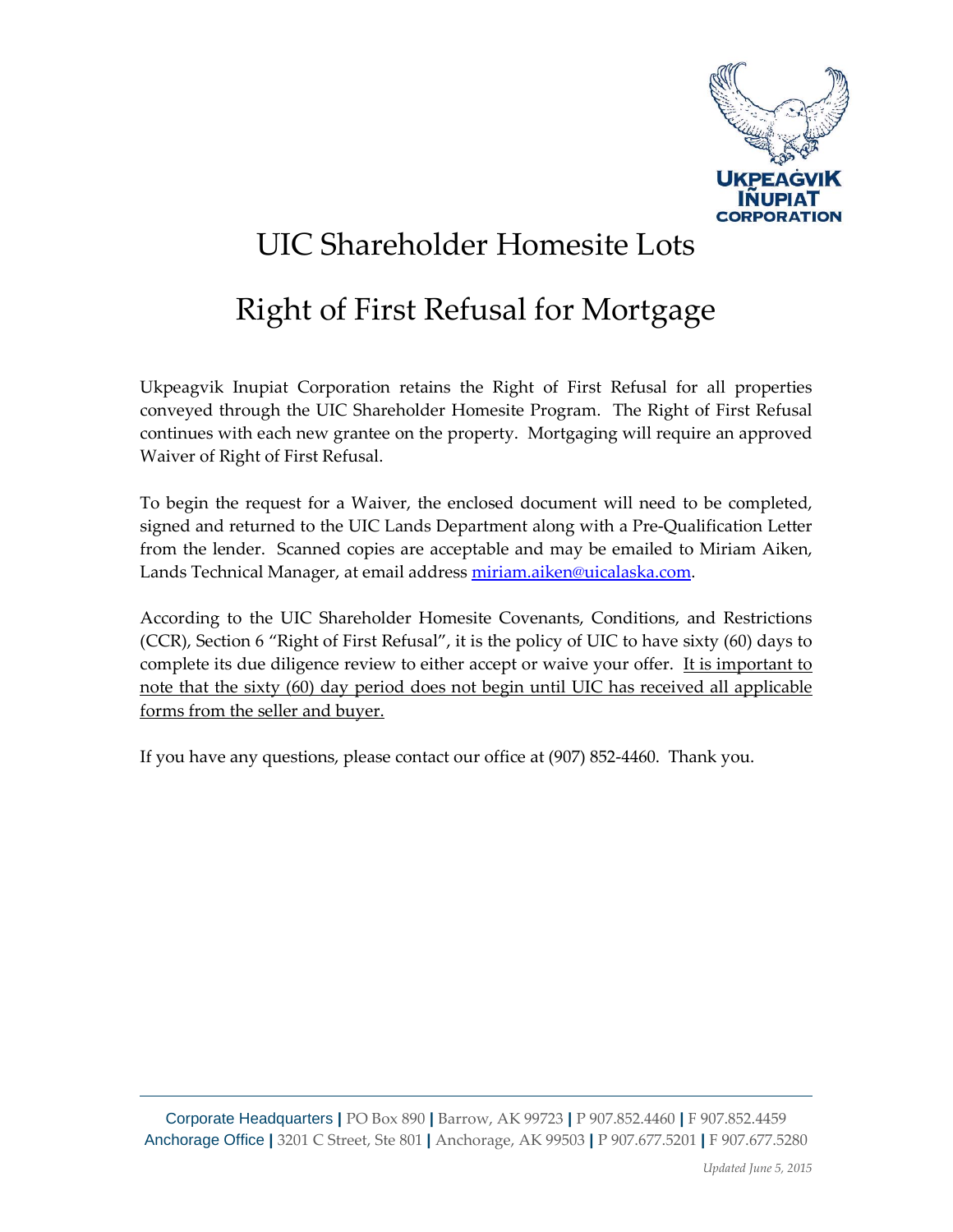# UIC Shareholder Homesite Lots

# Right of First Refusal for Mortgage

Ukpeagvik Inupiat Corporation retains the Right of First Refusal for all properties conveyed through the UIC Shareholder Homesite Program. The Right of First Refusal continues with each new grantee on the property. Mortgaging will require an approved Waiver of Right of First Refusal.

To begin the request for a Waiver, the enclosed document will need to be completed, signed and returned to the UIC Lands Department along with a Pre-Qualification Letter from the lender. Scanned copies are acceptable and may be emailed to Miriam Aiken, Lands Technical Manager, at email address miriam.aiken@uicalaska.com.

According to the UIC Shareholder Homesite Covenants, Conditions, and Restrictions (CCR), Section 6 "Right of First Refusal", it is the policy of UIC to have sixty (60) days to complete its due diligence review to either accept or waive your offer. <u>It is important to note that the sixty (60) day period does not begin until UIC has received all applicable forms from the seller and buyer.</u>

If you have any questions, please contact our office at (907) 852-4460. Thank you.

Corporate Headquarters | PO Box 890 | Barrow, AK 99723 | P 907.852.4460 | F 907.852.4459
Anchorage Office | 3201 C Street, Ste 801 | Anchorage, AK 99503 | P 907.677.5201 | F 907.677.5280

*Updated June 5, 2015*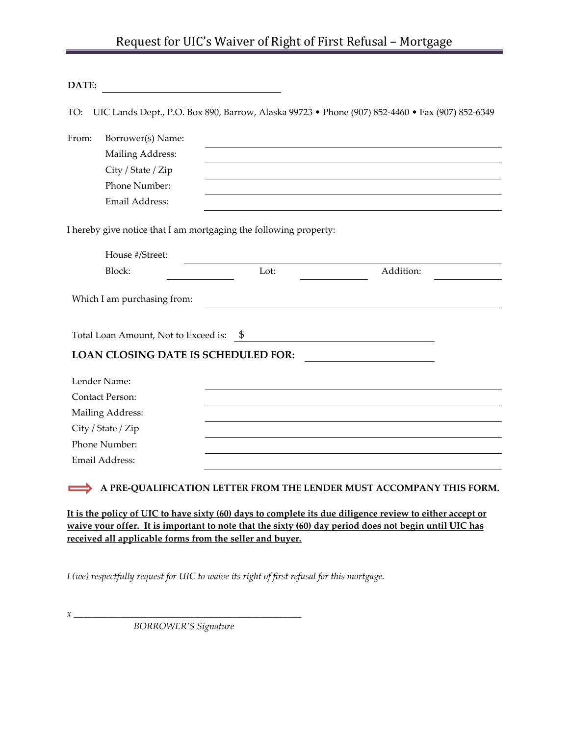# Request for UIC's Waiver of Right of First Refusal – Mortgage

**DATE:** ______________________________

TO: UIC Lands Dept., P.O. Box 890, Barrow, Alaska 99723 • Phone (907) 852-4460 • Fax (907) 852-6349

From: Borrower(s) Name: ______________________________

Mailing Address: ______________________________

City / State / Zip ______________________________

Phone Number: ______________________________

Email Address: ______________________________

I hereby give notice that I am mortgaging the following property:

House #/Street: ______________________________

Block: __________ Lot: __________ Addition: __________

Which I am purchasing from: ______________________________

Total Loan Amount, Not to Exceed is: $ ______________________________

**LOAN CLOSING DATE IS SCHEDULED FOR:** ____________________

Lender Name: ______________________________

Contact Person: ______________________________

Mailing Address: ______________________________

City / State / Zip ______________________________

Phone Number: ______________________________

Email Address: ______________________________

⇒ **A PRE-QUALIFICATION LETTER FROM THE LENDER MUST ACCOMPANY THIS FORM.**

**It is the policy of UIC to have sixty (60) days to complete its due diligence review to either accept or waive your offer. It is important to note that the sixty (60) day period does not begin until UIC has received all applicable forms from the seller and buyer.**

*I (we) respectfully request for UIC to waive its right of first refusal for this mortgage.*

*x* ______________________________

*BORROWER'S Signature*